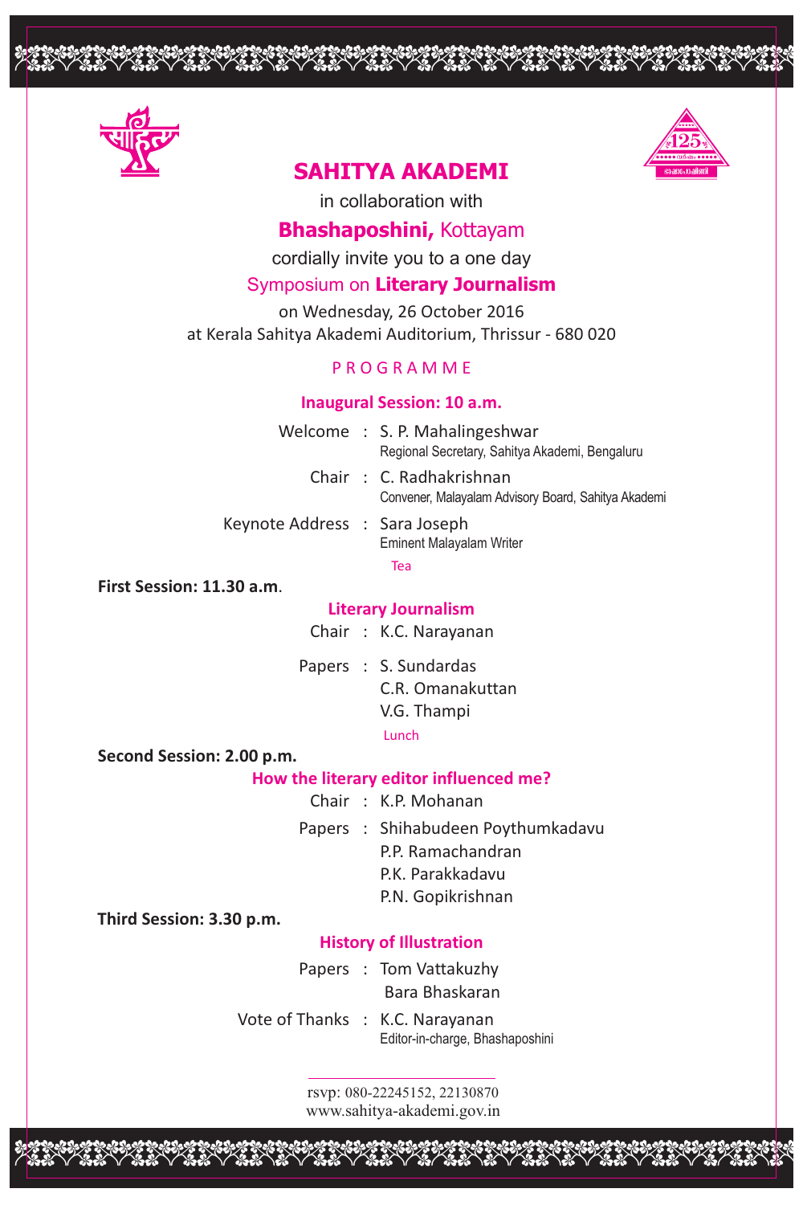# SAHITYA AKADEMI

in collaboration with

**Bhashaposhini,** Kottayam

cordially invite you to a one day

Symposium on **Literary Journalism**

on Wednesday, 26 October 2016

at Kerala Sahitya Akademi Auditorium, Thrissur - 680 020

## PROGRAMME

### Inaugural Session: 10 a.m.

Welcome : S. P. Mahalingeshwar
Regional Secretary, Sahitya Akademi, Bengaluru

Chair : C. Radhakrishnan
Convener, Malayalam Advisory Board, Sahitya Akademi

Keynote Address : Sara Joseph
Eminent Malayalam Writer

Tea

**First Session: 11.30 a.m.**

### Literary Journalism

Chair : K.C. Narayanan

Papers : S. Sundardas
C.R. Omanakuttan
V.G. Thampi

Lunch

**Second Session: 2.00 p.m.**

### How the literary editor influenced me?

Chair : K.P. Mohanan

Papers : Shihabudeen Poythumkadavu
P.P. Ramachandran
P.K. Parakkadavu
P.N. Gopikrishnan

**Third Session: 3.30 p.m.**

### History of Illustration

Papers : Tom Vattakuzhy
Bara Bhaskaran

Vote of Thanks : K.C. Narayanan
Editor-in-charge, Bhashaposhini

rsvp: 080-22245152, 22130870
www.sahitya-akademi.gov.in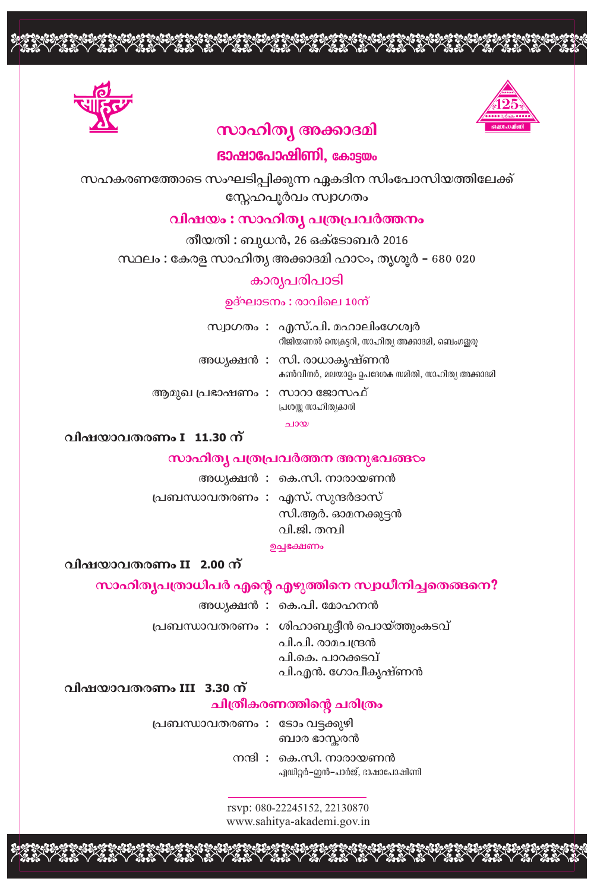## സാഹിത്യ അക്കാദമി

### ഭാഷാപോഷിണി, കോട്ടയം

സഹകരണത്തോടെ സംഘടിപ്പിക്കുന്ന ഏകദിന സിംപോസിയത്തിലേക്ക്
സ്നേഹപൂർവം സ്വാഗതം

### വിഷയം : സാഹിത്യ പത്രപ്രവർത്തനം

തീയതി : ബുധൻ, 26 ഒക്ടോബർ 2016

സ്ഥലം : കേരള സാഹിത്യ അക്കാദമി ഹാൾ, തൃശൂർ – 680 020

### കാര്യപരിപാടി

**ഉദ്ഘാടനം : രാവിലെ 10ന്**

സ്വാഗതം : എസ്.പി. മഹാലിംഗേശ്വർ
റീജിയണൽ സെക്രട്ടറി, സാഹിത്യ അക്കാദമി, ബെംഗളൂരു

അധ്യക്ഷൻ : സി. രാധാകൃഷ്ണൻ
കൺവീനർ, മലയാളം ഉപദേശക സമിതി, സാഹിത്യ അക്കാദമി

ആമുഖ പ്രഭാഷണം : സാറാ ജോസഫ്
പ്രശസ്ത സാഹിത്യകാരി

ചായ

**വിഷയാവതരണം I 11.30 ന്**

### സാഹിത്യ പത്രപ്രവർത്തന അനുഭവങ്ങൾ

അധ്യക്ഷൻ : കെ.സി. നാരായണൻ

പ്രബന്ധാവതരണം : എസ്. സുന്ദർദാസ്
സി.ആർ. ഓമനക്കുട്ടൻ
വി.ജി. തമ്പി

ഉച്ചഭക്ഷണം

**വിഷയാവതരണം II 2.00 ന്**

### സാഹിത്യപത്രാധിപർ എന്റെ എഴുത്തിനെ സ്വാധീനിച്ചതെങ്ങനെ?

അധ്യക്ഷൻ : കെ.പി. മോഹനൻ

പ്രബന്ധാവതരണം : ശിഹാബുദ്ദീൻ പൊയ്ത്തുംകടവ്
പി.പി. രാമചന്ദ്രൻ
പി.കെ. പാറക്കടവ്
പി.എൻ. ഗോപീകൃഷ്ണൻ

**വിഷയാവതരണം III 3.30 ന്**

### ചിത്രീകരണത്തിന്റെ ചരിത്രം

പ്രബന്ധാവതരണം : ടോം വട്ടക്കുഴി
ബാര ഭാസ്കരൻ

നന്ദി : കെ.സി. നാരായണൻ
എഡിറ്റർ–ഇൻ–ചാർജ്, ഭാഷാപോഷിണി

rsvp: 080-22245152, 22130870
www.sahitya-akademi.gov.in